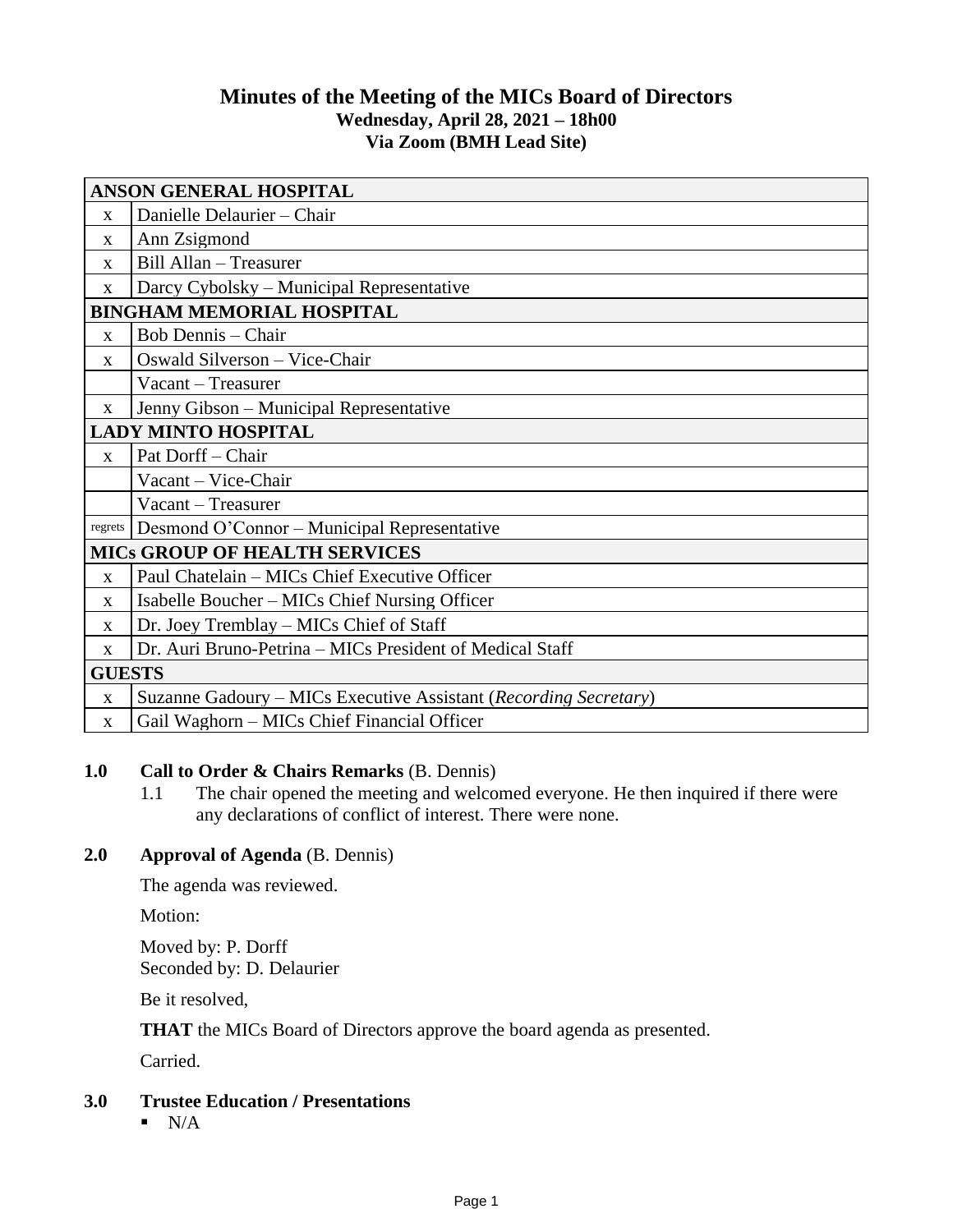# Minutes of the Meeting of the MICs Board of Directors

**Wednesday, April 28, 2021 – 18h00**
**Via Zoom (BMH Lead Site)**

| | |
|---|---|
| **ANSON GENERAL HOSPITAL** | |
| x | Danielle Delaurier – Chair |
| x | Ann Zsigmond |
| x | Bill Allan – Treasurer |
| x | Darcy Cybolsky – Municipal Representative |
| **BINGHAM MEMORIAL HOSPITAL** | |
| x | Bob Dennis – Chair |
| x | Oswald Silverson – Vice-Chair |
| | Vacant – Treasurer |
| x | Jenny Gibson – Municipal Representative |
| **LADY MINTO HOSPITAL** | |
| x | Pat Dorff – Chair |
| | Vacant – Vice-Chair |
| | Vacant – Treasurer |
| regrets | Desmond O'Connor – Municipal Representative |
| **MICs GROUP OF HEALTH SERVICES** | |
| x | Paul Chatelain – MICs Chief Executive Officer |
| x | Isabelle Boucher – MICs Chief Nursing Officer |
| x | Dr. Joey Tremblay – MICs Chief of Staff |
| x | Dr. Auri Bruno-Petrina – MICs President of Medical Staff |
| **GUESTS** | |
| x | Suzanne Gadoury – MICs Executive Assistant (*Recording Secretary*) |
| x | Gail Waghorn – MICs Chief Financial Officer |

**1.0 Call to Order & Chairs Remarks** (B. Dennis)

1.1 The chair opened the meeting and welcomed everyone. He then inquired if there were any declarations of conflict of interest. There were none.

**2.0 Approval of Agenda** (B. Dennis)

The agenda was reviewed.

Motion:

Moved by: P. Dorff
Seconded by: D. Delaurier

Be it resolved,

**THAT** the MICs Board of Directors approve the board agenda as presented.

Carried.

**3.0 Trustee Education / Presentations**

- N/A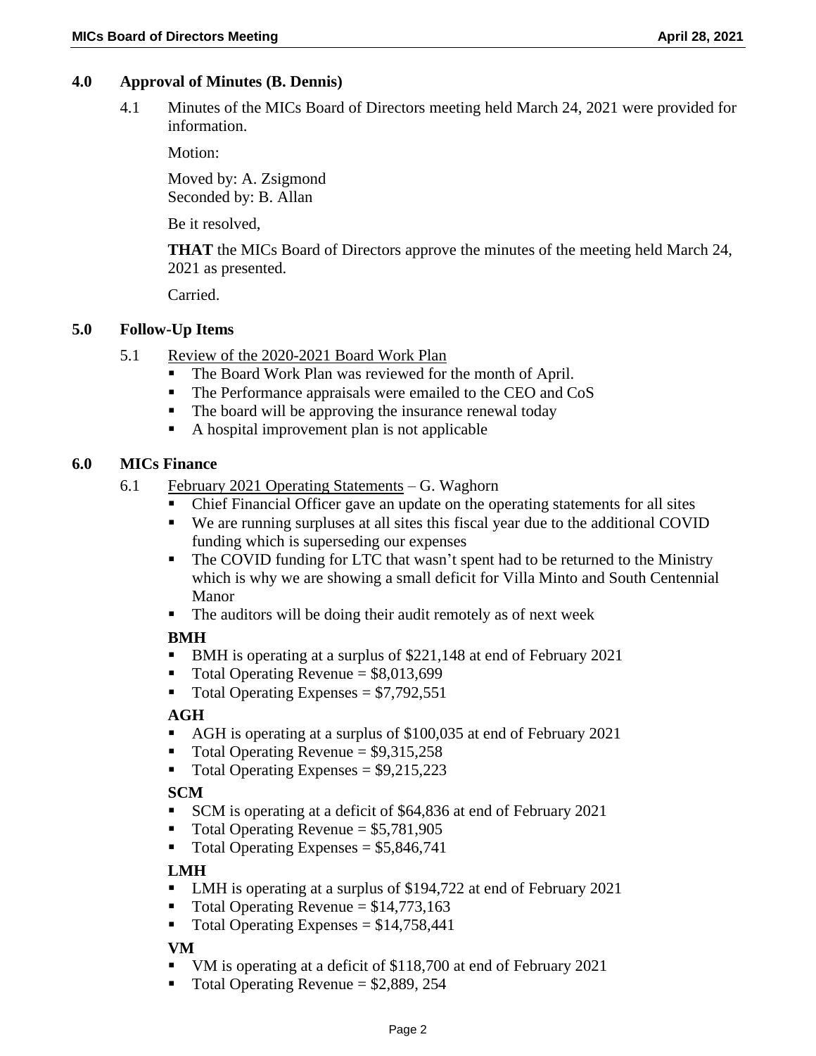## 4.0 Approval of Minutes (B. Dennis)

4.1 Minutes of the MICs Board of Directors meeting held March 24, 2021 were provided for information.

Motion:

Moved by: A. Zsigmond
Seconded by: B. Allan

Be it resolved,

**THAT** the MICs Board of Directors approve the minutes of the meeting held March 24, 2021 as presented.

Carried.

## 5.0 Follow-Up Items

5.1 Review of the 2020-2021 Board Work Plan

- The Board Work Plan was reviewed for the month of April.
- The Performance appraisals were emailed to the CEO and CoS
- The board will be approving the insurance renewal today
- A hospital improvement plan is not applicable

## 6.0 MICs Finance

6.1 February 2021 Operating Statements – G. Waghorn

- Chief Financial Officer gave an update on the operating statements for all sites
- We are running surpluses at all sites this fiscal year due to the additional COVID funding which is superseding our expenses
- The COVID funding for LTC that wasn't spent had to be returned to the Ministry which is why we are showing a small deficit for Villa Minto and South Centennial Manor
- The auditors will be doing their audit remotely as of next week

**BMH**

- BMH is operating at a surplus of $221,148 at end of February 2021
- Total Operating Revenue = $8,013,699
- Total Operating Expenses = $7,792,551

**AGH**

- AGH is operating at a surplus of $100,035 at end of February 2021
- Total Operating Revenue = $9,315,258
- Total Operating Expenses = $9,215,223

**SCM**

- SCM is operating at a deficit of $64,836 at end of February 2021
- Total Operating Revenue = $5,781,905
- Total Operating Expenses = $5,846,741

**LMH**

- LMH is operating at a surplus of $194,722 at end of February 2021
- Total Operating Revenue = $14,773,163
- Total Operating Expenses = $14,758,441

**VM**

- VM is operating at a deficit of $118,700 at end of February 2021
- Total Operating Revenue = $2,889, 254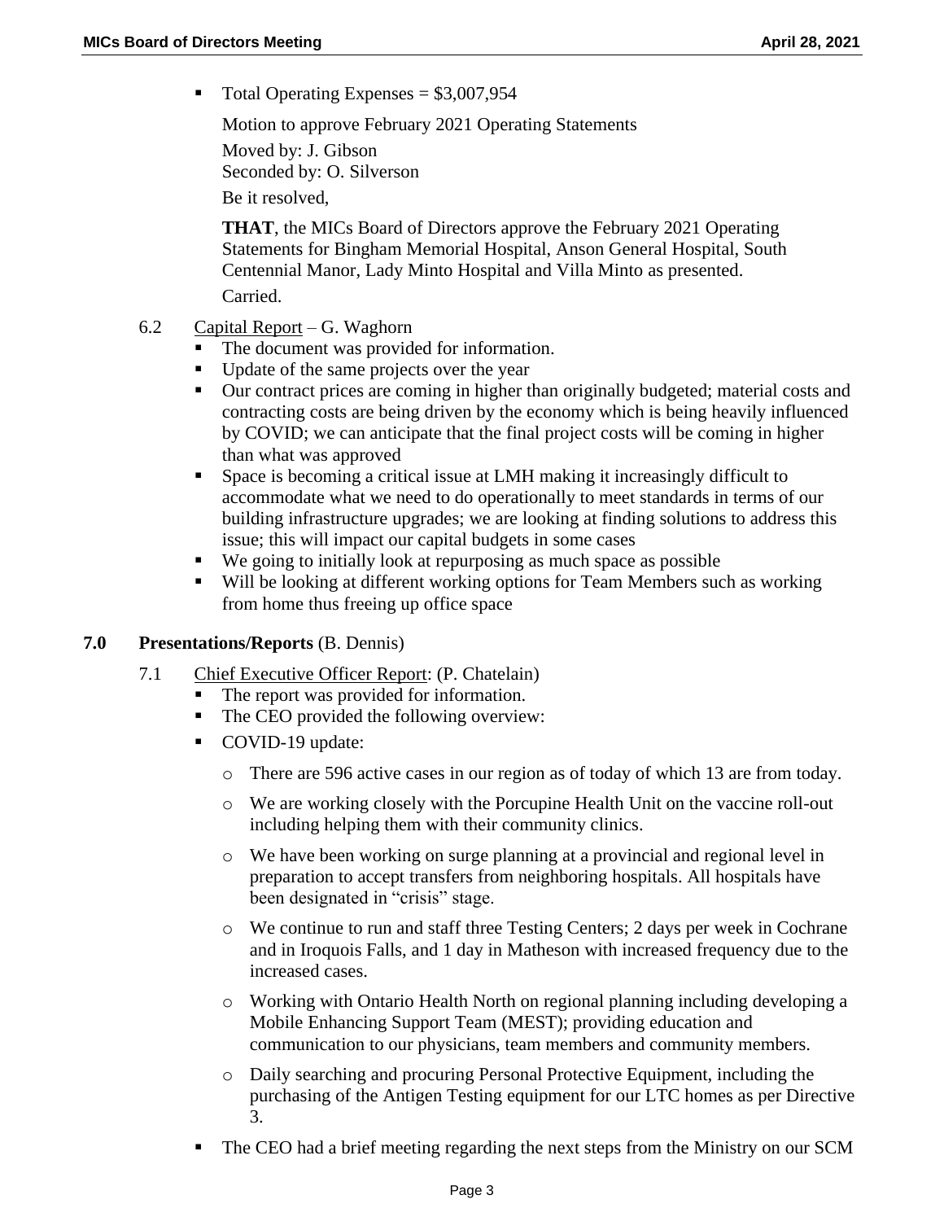- Total Operating Expenses = $3,007,954

  Motion to approve February 2021 Operating Statements

  Moved by: J. Gibson
  Seconded by: O. Silverson

  Be it resolved,

  **THAT**, the MICs Board of Directors approve the February 2021 Operating Statements for Bingham Memorial Hospital, Anson General Hospital, South Centennial Manor, Lady Minto Hospital and Villa Minto as presented.

  Carried.

6.2 Capital Report – G. Waghorn

- The document was provided for information.
- Update of the same projects over the year
- Our contract prices are coming in higher than originally budgeted; material costs and contracting costs are being driven by the economy which is being heavily influenced by COVID; we can anticipate that the final project costs will be coming in higher than what was approved
- Space is becoming a critical issue at LMH making it increasingly difficult to accommodate what we need to do operationally to meet standards in terms of our building infrastructure upgrades; we are looking at finding solutions to address this issue; this will impact our capital budgets in some cases
- We going to initially look at repurposing as much space as possible
- Will be looking at different working options for Team Members such as working from home thus freeing up office space

## 7.0 Presentations/Reports (B. Dennis)

7.1 Chief Executive Officer Report: (P. Chatelain)

- The report was provided for information.
- The CEO provided the following overview:
- COVID-19 update:
  - There are 596 active cases in our region as of today of which 13 are from today.
  - We are working closely with the Porcupine Health Unit on the vaccine roll-out including helping them with their community clinics.
  - We have been working on surge planning at a provincial and regional level in preparation to accept transfers from neighboring hospitals. All hospitals have been designated in "crisis" stage.
  - We continue to run and staff three Testing Centers; 2 days per week in Cochrane and in Iroquois Falls, and 1 day in Matheson with increased frequency due to the increased cases.
  - Working with Ontario Health North on regional planning including developing a Mobile Enhancing Support Team (MEST); providing education and communication to our physicians, team members and community members.
  - Daily searching and procuring Personal Protective Equipment, including the purchasing of the Antigen Testing equipment for our LTC homes as per Directive 3.
- The CEO had a brief meeting regarding the next steps from the Ministry on our SCM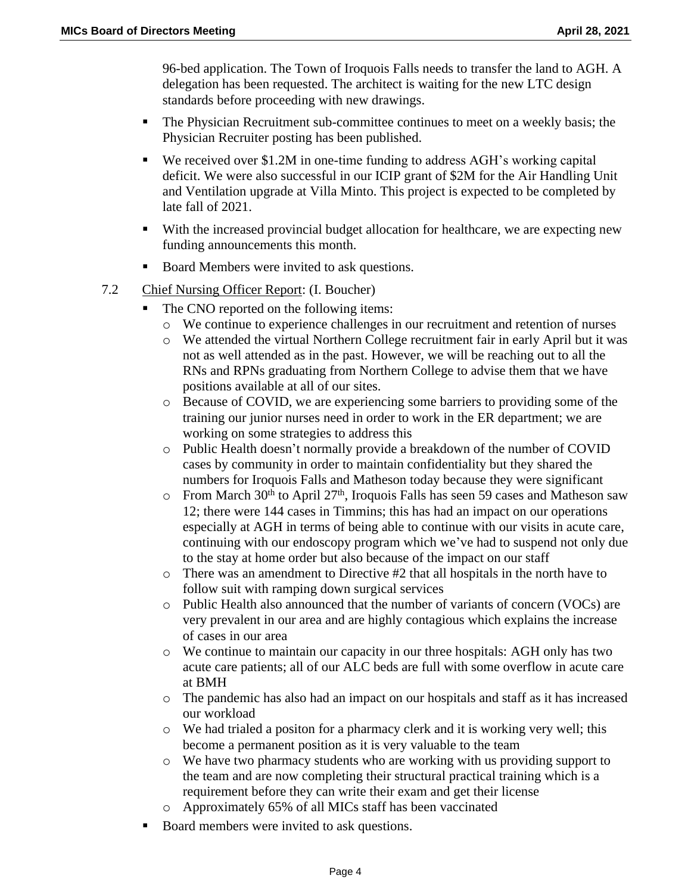96-bed application. The Town of Iroquois Falls needs to transfer the land to AGH. A delegation has been requested. The architect is waiting for the new LTC design standards before proceeding with new drawings.

- The Physician Recruitment sub-committee continues to meet on a weekly basis; the Physician Recruiter posting has been published.
- We received over $1.2M in one-time funding to address AGH's working capital deficit. We were also successful in our ICIP grant of $2M for the Air Handling Unit and Ventilation upgrade at Villa Minto. This project is expected to be completed by late fall of 2021.
- With the increased provincial budget allocation for healthcare, we are expecting new funding announcements this month.
- Board Members were invited to ask questions.

7.2 Chief Nursing Officer Report: (I. Boucher)

- The CNO reported on the following items:
  - We continue to experience challenges in our recruitment and retention of nurses
  - We attended the virtual Northern College recruitment fair in early April but it was not as well attended as in the past. However, we will be reaching out to all the RNs and RPNs graduating from Northern College to advise them that we have positions available at all of our sites.
  - Because of COVID, we are experiencing some barriers to providing some of the training our junior nurses need in order to work in the ER department; we are working on some strategies to address this
  - Public Health doesn't normally provide a breakdown of the number of COVID cases by community in order to maintain confidentiality but they shared the numbers for Iroquois Falls and Matheson today because they were significant
  - From March 30th to April 27th, Iroquois Falls has seen 59 cases and Matheson saw 12; there were 144 cases in Timmins; this has had an impact on our operations especially at AGH in terms of being able to continue with our visits in acute care, continuing with our endoscopy program which we've had to suspend not only due to the stay at home order but also because of the impact on our staff
  - There was an amendment to Directive #2 that all hospitals in the north have to follow suit with ramping down surgical services
  - Public Health also announced that the number of variants of concern (VOCs) are very prevalent in our area and are highly contagious which explains the increase of cases in our area
  - We continue to maintain our capacity in our three hospitals: AGH only has two acute care patients; all of our ALC beds are full with some overflow in acute care at BMH
  - The pandemic has also had an impact on our hospitals and staff as it has increased our workload
  - We had trialed a positon for a pharmacy clerk and it is working very well; this become a permanent position as it is very valuable to the team
  - We have two pharmacy students who are working with us providing support to the team and are now completing their structural practical training which is a requirement before they can write their exam and get their license
  - Approximately 65% of all MICs staff has been vaccinated
- Board members were invited to ask questions.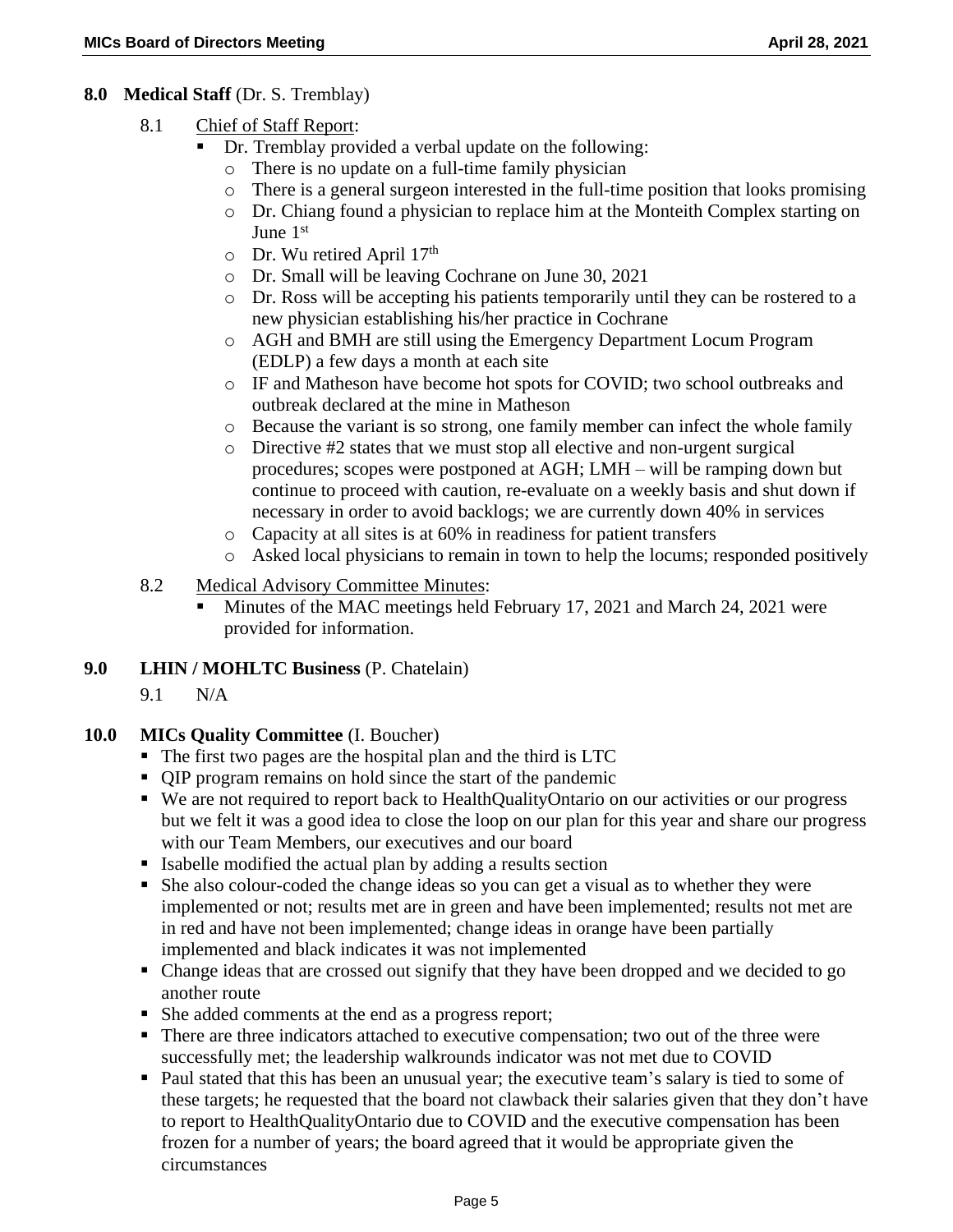## 8.0 Medical Staff (Dr. S. Tremblay)

8.1 Chief of Staff Report:

- Dr. Tremblay provided a verbal update on the following:
  - There is no update on a full-time family physician
  - There is a general surgeon interested in the full-time position that looks promising
  - Dr. Chiang found a physician to replace him at the Monteith Complex starting on June 1st
  - Dr. Wu retired April 17th
  - Dr. Small will be leaving Cochrane on June 30, 2021
  - Dr. Ross will be accepting his patients temporarily until they can be rostered to a new physician establishing his/her practice in Cochrane
  - AGH and BMH are still using the Emergency Department Locum Program (EDLP) a few days a month at each site
  - IF and Matheson have become hot spots for COVID; two school outbreaks and outbreak declared at the mine in Matheson
  - Because the variant is so strong, one family member can infect the whole family
  - Directive #2 states that we must stop all elective and non-urgent surgical procedures; scopes were postponed at AGH; LMH – will be ramping down but continue to proceed with caution, re-evaluate on a weekly basis and shut down if necessary in order to avoid backlogs; we are currently down 40% in services
  - Capacity at all sites is at 60% in readiness for patient transfers
  - Asked local physicians to remain in town to help the locums; responded positively

8.2 Medical Advisory Committee Minutes:

- Minutes of the MAC meetings held February 17, 2021 and March 24, 2021 were provided for information.

## 9.0 LHIN / MOHLTC Business (P. Chatelain)

9.1 N/A

## 10.0 MICs Quality Committee (I. Boucher)

- The first two pages are the hospital plan and the third is LTC
- QIP program remains on hold since the start of the pandemic
- We are not required to report back to HealthQualityOntario on our activities or our progress but we felt it was a good idea to close the loop on our plan for this year and share our progress with our Team Members, our executives and our board
- Isabelle modified the actual plan by adding a results section
- She also colour-coded the change ideas so you can get a visual as to whether they were implemented or not; results met are in green and have been implemented; results not met are in red and have not been implemented; change ideas in orange have been partially implemented and black indicates it was not implemented
- Change ideas that are crossed out signify that they have been dropped and we decided to go another route
- She added comments at the end as a progress report;
- There are three indicators attached to executive compensation; two out of the three were successfully met; the leadership walkrounds indicator was not met due to COVID
- Paul stated that this has been an unusual year; the executive team's salary is tied to some of these targets; he requested that the board not clawback their salaries given that they don't have to report to HealthQualityOntario due to COVID and the executive compensation has been frozen for a number of years; the board agreed that it would be appropriate given the circumstances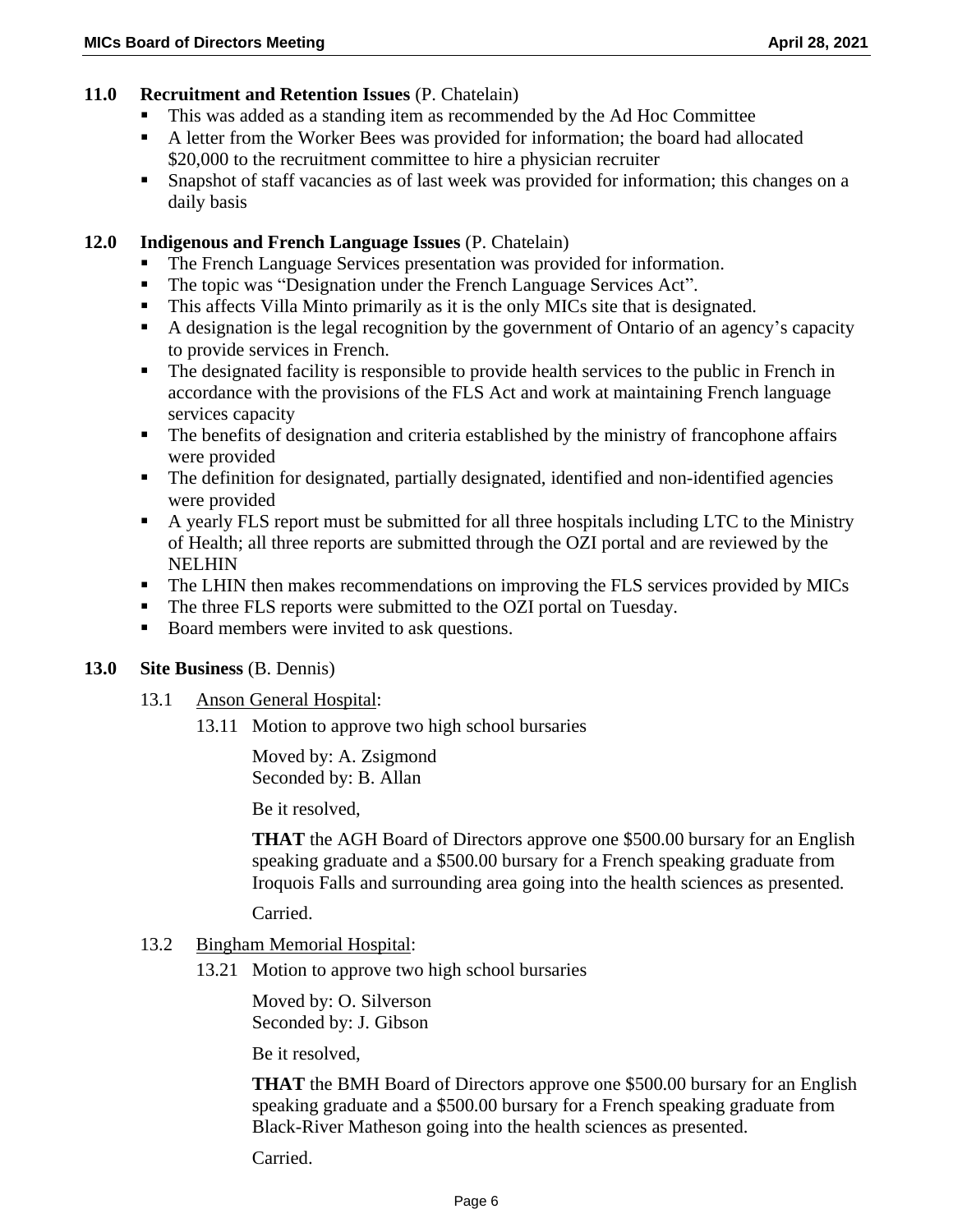## 11.0 Recruitment and Retention Issues (P. Chatelain)

- This was added as a standing item as recommended by the Ad Hoc Committee
- A letter from the Worker Bees was provided for information; the board had allocated $20,000 to the recruitment committee to hire a physician recruiter
- Snapshot of staff vacancies as of last week was provided for information; this changes on a daily basis

## 12.0 Indigenous and French Language Issues (P. Chatelain)

- The French Language Services presentation was provided for information.
- The topic was "Designation under the French Language Services Act".
- This affects Villa Minto primarily as it is the only MICs site that is designated.
- A designation is the legal recognition by the government of Ontario of an agency's capacity to provide services in French.
- The designated facility is responsible to provide health services to the public in French in accordance with the provisions of the FLS Act and work at maintaining French language services capacity
- The benefits of designation and criteria established by the ministry of francophone affairs were provided
- The definition for designated, partially designated, identified and non-identified agencies were provided
- A yearly FLS report must be submitted for all three hospitals including LTC to the Ministry of Health; all three reports are submitted through the OZI portal and are reviewed by the NELHIN
- The LHIN then makes recommendations on improving the FLS services provided by MICs
- The three FLS reports were submitted to the OZI portal on Tuesday.
- Board members were invited to ask questions.

## 13.0 Site Business (B. Dennis)

### 13.1 Anson General Hospital:

13.11 Motion to approve two high school bursaries

Moved by: A. Zsigmond
Seconded by: B. Allan

Be it resolved,

**THAT** the AGH Board of Directors approve one $500.00 bursary for an English speaking graduate and a $500.00 bursary for a French speaking graduate from Iroquois Falls and surrounding area going into the health sciences as presented.

Carried.

### 13.2 Bingham Memorial Hospital:

13.21 Motion to approve two high school bursaries

Moved by: O. Silverson
Seconded by: J. Gibson

Be it resolved,

**THAT** the BMH Board of Directors approve one $500.00 bursary for an English speaking graduate and a $500.00 bursary for a French speaking graduate from Black-River Matheson going into the health sciences as presented.

Carried.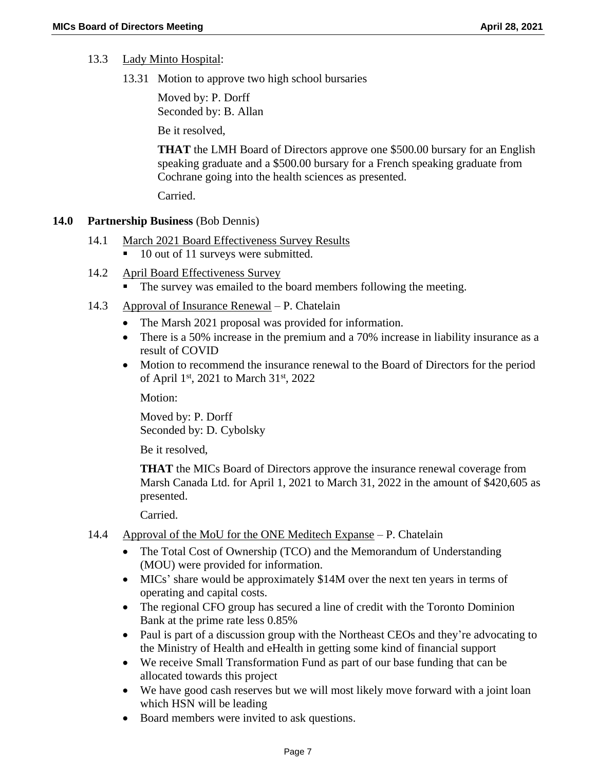13.3 Lady Minto Hospital:

13.31 Motion to approve two high school bursaries

Moved by: P. Dorff
Seconded by: B. Allan

Be it resolved,

**THAT** the LMH Board of Directors approve one $500.00 bursary for an English speaking graduate and a $500.00 bursary for a French speaking graduate from Cochrane going into the health sciences as presented.

Carried.

## 14.0 Partnership Business (Bob Dennis)

14.1 March 2021 Board Effectiveness Survey Results

- 10 out of 11 surveys were submitted.

14.2 April Board Effectiveness Survey

- The survey was emailed to the board members following the meeting.

14.3 Approval of Insurance Renewal – P. Chatelain

- The Marsh 2021 proposal was provided for information.
- There is a 50% increase in the premium and a 70% increase in liability insurance as a result of COVID
- Motion to recommend the insurance renewal to the Board of Directors for the period of April 1st, 2021 to March 31st, 2022

Motion:

Moved by: P. Dorff
Seconded by: D. Cybolsky

Be it resolved,

**THAT** the MICs Board of Directors approve the insurance renewal coverage from Marsh Canada Ltd. for April 1, 2021 to March 31, 2022 in the amount of $420,605 as presented.

Carried.

14.4 Approval of the MoU for the ONE Meditech Expanse – P. Chatelain

- The Total Cost of Ownership (TCO) and the Memorandum of Understanding (MOU) were provided for information.
- MICs' share would be approximately $14M over the next ten years in terms of operating and capital costs.
- The regional CFO group has secured a line of credit with the Toronto Dominion Bank at the prime rate less 0.85%
- Paul is part of a discussion group with the Northeast CEOs and they're advocating to the Ministry of Health and eHealth in getting some kind of financial support
- We receive Small Transformation Fund as part of our base funding that can be allocated towards this project
- We have good cash reserves but we will most likely move forward with a joint loan which HSN will be leading
- Board members were invited to ask questions.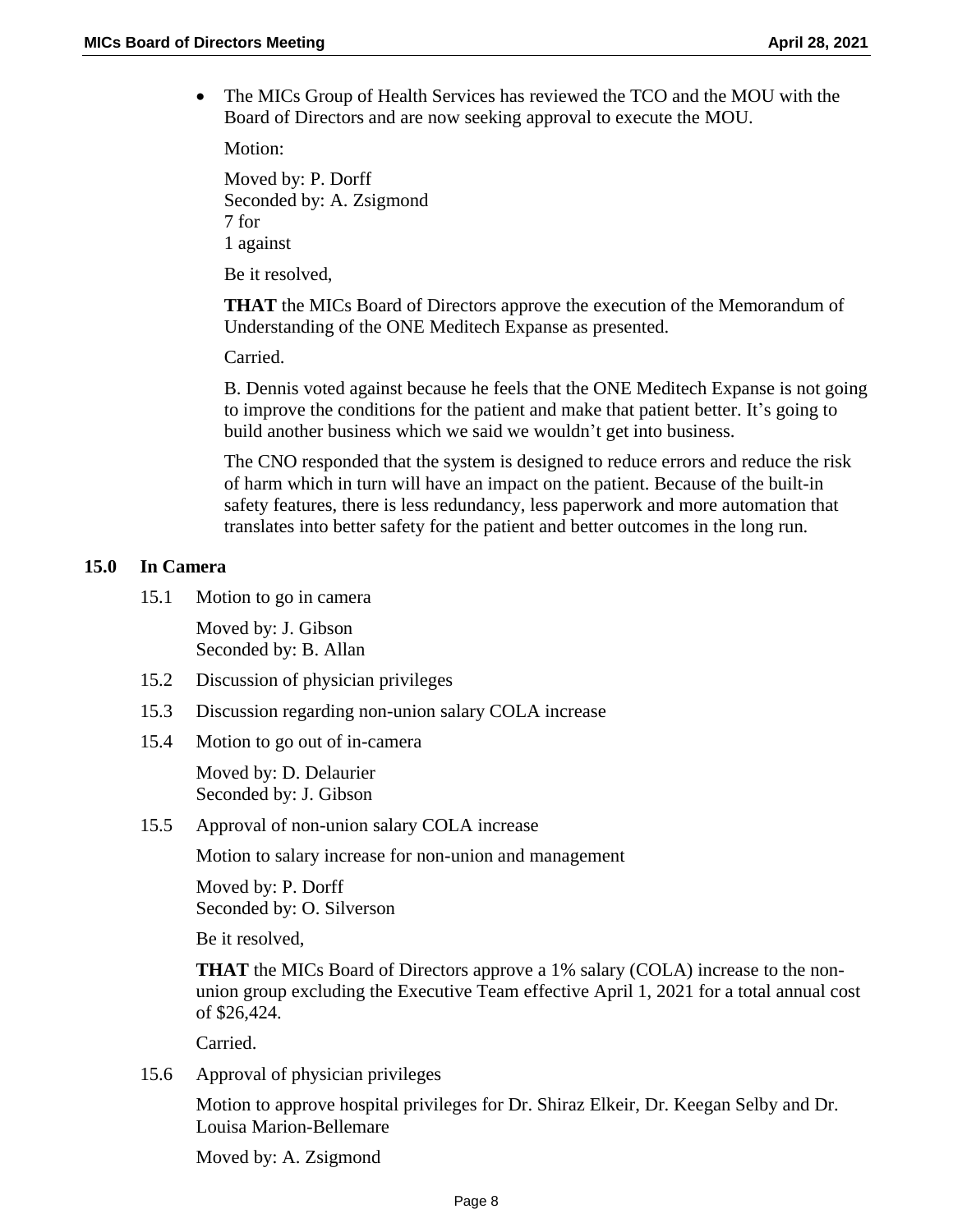- The MICs Group of Health Services has reviewed the TCO and the MOU with the Board of Directors and are now seeking approval to execute the MOU.

  Motion:

  Moved by: P. Dorff
  Seconded by: A. Zsigmond
  7 for
  1 against

  Be it resolved,

  **THAT** the MICs Board of Directors approve the execution of the Memorandum of Understanding of the ONE Meditech Expanse as presented.

  Carried.

  B. Dennis voted against because he feels that the ONE Meditech Expanse is not going to improve the conditions for the patient and make that patient better. It's going to build another business which we said we wouldn't get into business.

  The CNO responded that the system is designed to reduce errors and reduce the risk of harm which in turn will have an impact on the patient. Because of the built-in safety features, there is less redundancy, less paperwork and more automation that translates into better safety for the patient and better outcomes in the long run.

## 15.0 In Camera

15.1 Motion to go in camera

Moved by: J. Gibson
Seconded by: B. Allan

15.2 Discussion of physician privileges

15.3 Discussion regarding non-union salary COLA increase

15.4 Motion to go out of in-camera

Moved by: D. Delaurier
Seconded by: J. Gibson

15.5 Approval of non-union salary COLA increase

Motion to salary increase for non-union and management

Moved by: P. Dorff
Seconded by: O. Silverson

Be it resolved,

**THAT** the MICs Board of Directors approve a 1% salary (COLA) increase to the non-union group excluding the Executive Team effective April 1, 2021 for a total annual cost of $26,424.

Carried.

15.6 Approval of physician privileges

Motion to approve hospital privileges for Dr. Shiraz Elkeir, Dr. Keegan Selby and Dr. Louisa Marion-Bellemare

Moved by: A. Zsigmond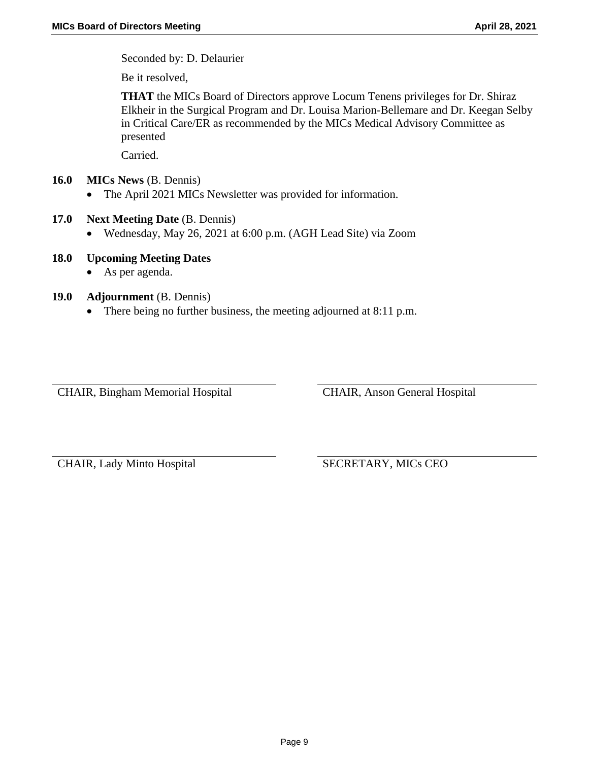Seconded by: D. Delaurier

Be it resolved,

**THAT** the MICs Board of Directors approve Locum Tenens privileges for Dr. Shiraz Elkheir in the Surgical Program and Dr. Louisa Marion-Bellemare and Dr. Keegan Selby in Critical Care/ER as recommended by the MICs Medical Advisory Committee as presented

Carried.

**16.0 MICs News** (B. Dennis)

- The April 2021 MICs Newsletter was provided for information.

**17.0 Next Meeting Date** (B. Dennis)

- Wednesday, May 26, 2021 at 6:00 p.m. (AGH Lead Site) via Zoom

**18.0 Upcoming Meeting Dates**

- As per agenda.

**19.0 Adjournment** (B. Dennis)

- There being no further business, the meeting adjourned at 8:11 p.m.

CHAIR, Bingham Memorial Hospital

CHAIR, Anson General Hospital

CHAIR, Lady Minto Hospital

SECRETARY, MICs CEO